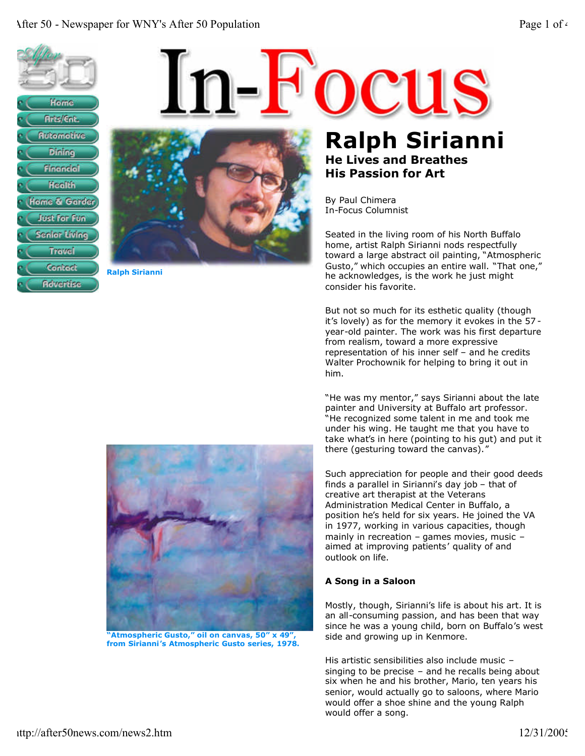# In-Focus

## Ralph Sirianni

### He Lives and Breathes His Passion for Art

By Paul Chimera
In-Focus Columnist

Ralph Sirianni

Seated in the living room of his North Buffalo home, artist Ralph Sirianni nods respectfully toward a large abstract oil painting, "Atmospheric Gusto," which occupies an entire wall. "That one," he acknowledges, is the work he just might consider his favorite.

But not so much for its esthetic quality (though it's lovely) as for the memory it evokes in the 57-year-old painter. The work was his first departure from realism, toward a more expressive representation of his inner self – and he credits Walter Prochownik for helping to bring it out in him.

"He was my mentor," says Sirianni about the late painter and University at Buffalo art professor. "He recognized some talent in me and took me under his wing. He taught me that you have to take what's in here (pointing to his gut) and put it there (gesturing toward the canvas)."

Such appreciation for people and their good deeds finds a parallel in Sirianni's day job – that of creative art therapist at the Veterans Administration Medical Center in Buffalo, a position he's held for six years. He joined the VA in 1977, working in various capacities, though mainly in recreation – games movies, music – aimed at improving patients' quality of and outlook on life.

"Atmospheric Gusto," oil on canvas, 50" x 49", from Sirianni's Atmospheric Gusto series, 1978.

**A Song in a Saloon**

Mostly, though, Sirianni's life is about his art. It is an all-consuming passion, and has been that way since he was a young child, born on Buffalo's west side and growing up in Kenmore.

His artistic sensibilities also include music – singing to be precise – and he recalls being about six when he and his brother, Mario, ten years his senior, would actually go to saloons, where Mario would offer a shoe shine and the young Ralph would offer a song.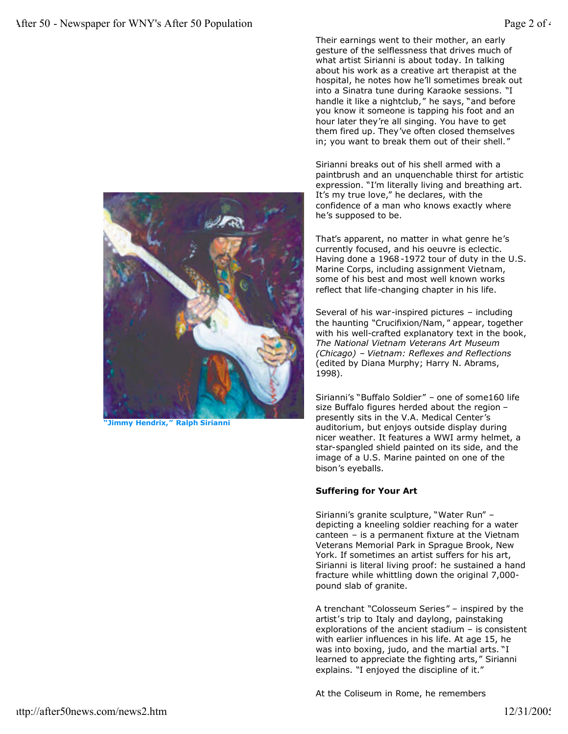Their earnings went to their mother, an early gesture of the selflessness that drives much of what artist Sirianni is about today. In talking about his work as a creative art therapist at the hospital, he notes how he'll sometimes break out into a Sinatra tune during Karaoke sessions. "I handle it like a nightclub," he says, "and before you know it someone is tapping his foot and an hour later they're all singing. You have to get them fired up. They've often closed themselves in; you want to break them out of their shell."

Sirianni breaks out of his shell armed with a paintbrush and an unquenchable thirst for artistic expression. "I'm literally living and breathing art. It's my true love," he declares, with the confidence of a man who knows exactly where he's supposed to be.

**"Jimmy Hendrix," Ralph Sirianni**

That's apparent, no matter in what genre he's currently focused, and his oeuvre is eclectic. Having done a 1968-1972 tour of duty in the U.S. Marine Corps, including assignment Vietnam, some of his best and most well known works reflect that life-changing chapter in his life.

Several of his war-inspired pictures – including the haunting "Crucifixion/Nam," appear, together with his well-crafted explanatory text in the book, *The National Vietnam Veterans Art Museum (Chicago) – Vietnam: Reflexes and Reflections* (edited by Diana Murphy; Harry N. Abrams, 1998).

Sirianni's "Buffalo Soldier" – one of some160 life size Buffalo figures herded about the region – presently sits in the V.A. Medical Center's auditorium, but enjoys outside display during nicer weather. It features a WWI army helmet, a star-spangled shield painted on its side, and the image of a U.S. Marine painted on one of the bison's eyeballs.

**Suffering for Your Art**

Sirianni's granite sculpture, "Water Run" – depicting a kneeling soldier reaching for a water canteen – is a permanent fixture at the Vietnam Veterans Memorial Park in Sprague Brook, New York. If sometimes an artist suffers for his art, Sirianni is literal living proof: he sustained a hand fracture while whittling down the original 7,000-pound slab of granite.

A trenchant "Colosseum Series" – inspired by the artist's trip to Italy and daylong, painstaking explorations of the ancient stadium – is consistent with earlier influences in his life. At age 15, he was into boxing, judo, and the martial arts. "I learned to appreciate the fighting arts," Sirianni explains. "I enjoyed the discipline of it."

At the Coliseum in Rome, he remembers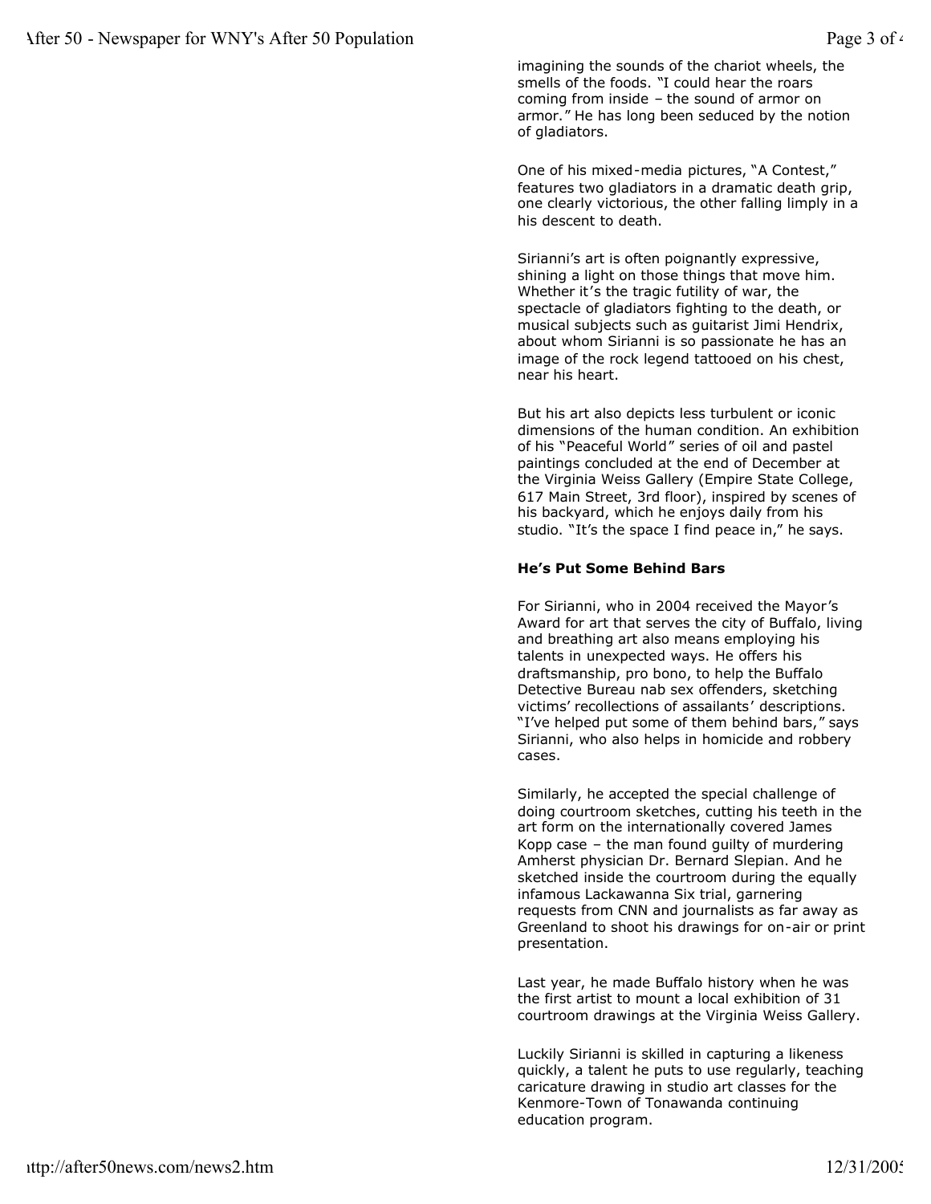imagining the sounds of the chariot wheels, the smells of the foods. "I could hear the roars coming from inside – the sound of armor on armor." He has long been seduced by the notion of gladiators.

One of his mixed-media pictures, "A Contest," features two gladiators in a dramatic death grip, one clearly victorious, the other falling limply in a his descent to death.

Sirianni's art is often poignantly expressive, shining a light on those things that move him. Whether it's the tragic futility of war, the spectacle of gladiators fighting to the death, or musical subjects such as guitarist Jimi Hendrix, about whom Sirianni is so passionate he has an image of the rock legend tattooed on his chest, near his heart.

But his art also depicts less turbulent or iconic dimensions of the human condition. An exhibition of his "Peaceful World" series of oil and pastel paintings concluded at the end of December at the Virginia Weiss Gallery (Empire State College, 617 Main Street, 3rd floor), inspired by scenes of his backyard, which he enjoys daily from his studio. "It's the space I find peace in," he says.

**He's Put Some Behind Bars**

For Sirianni, who in 2004 received the Mayor's Award for art that serves the city of Buffalo, living and breathing art also means employing his talents in unexpected ways. He offers his draftsmanship, pro bono, to help the Buffalo Detective Bureau nab sex offenders, sketching victims' recollections of assailants' descriptions. "I've helped put some of them behind bars," says Sirianni, who also helps in homicide and robbery cases.

Similarly, he accepted the special challenge of doing courtroom sketches, cutting his teeth in the art form on the internationally covered James Kopp case – the man found guilty of murdering Amherst physician Dr. Bernard Slepian. And he sketched inside the courtroom during the equally infamous Lackawanna Six trial, garnering requests from CNN and journalists as far away as Greenland to shoot his drawings for on-air or print presentation.

Last year, he made Buffalo history when he was the first artist to mount a local exhibition of 31 courtroom drawings at the Virginia Weiss Gallery.

Luckily Sirianni is skilled in capturing a likeness quickly, a talent he puts to use regularly, teaching caricature drawing in studio art classes for the Kenmore-Town of Tonawanda continuing education program.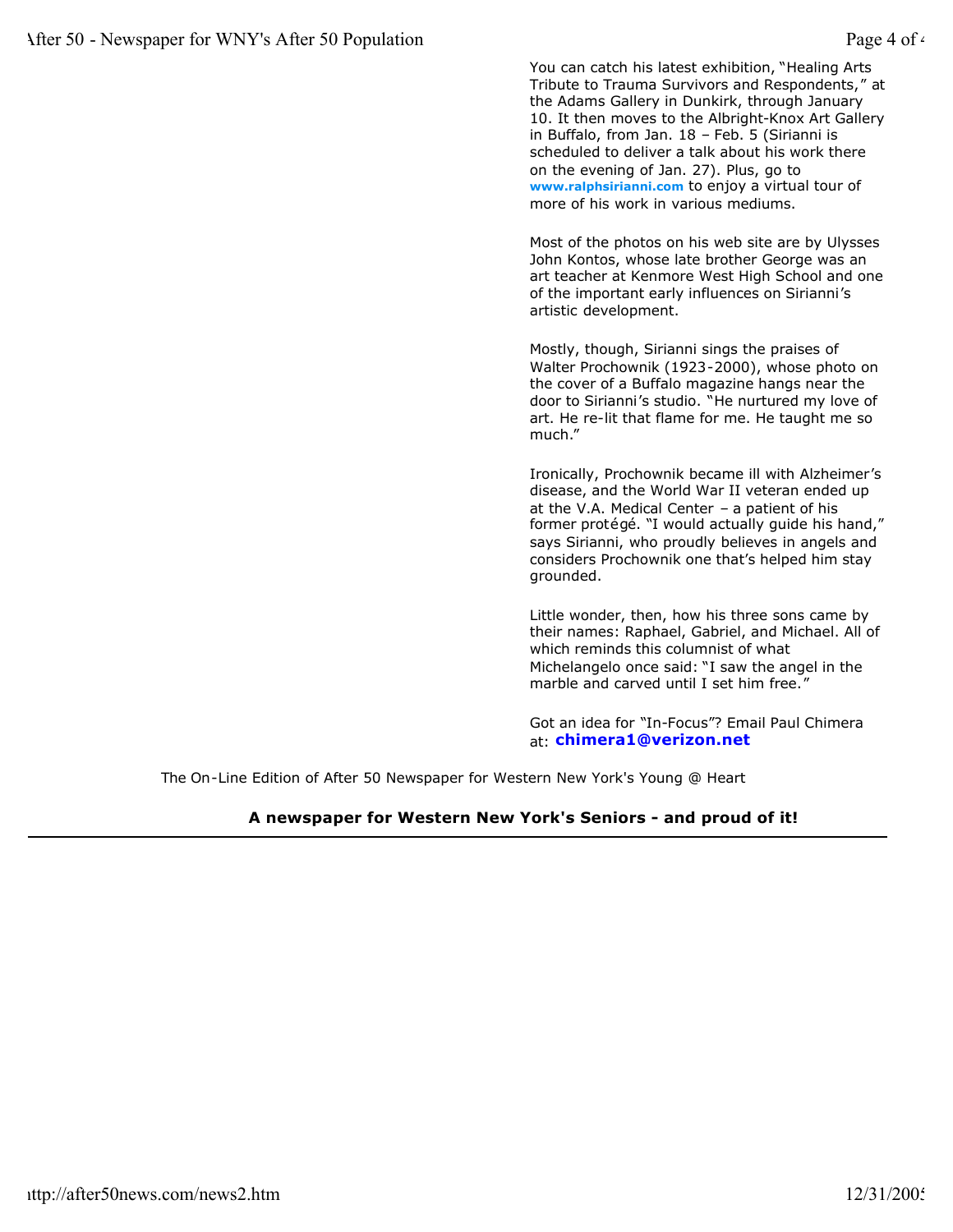You can catch his latest exhibition, "Healing Arts Tribute to Trauma Survivors and Respondents," at the Adams Gallery in Dunkirk, through January 10. It then moves to the Albright-Knox Art Gallery in Buffalo, from Jan. 18 – Feb. 5 (Sirianni is scheduled to deliver a talk about his work there on the evening of Jan. 27). Plus, go to **www.ralphsirianni.com** to enjoy a virtual tour of more of his work in various mediums.

Most of the photos on his web site are by Ulysses John Kontos, whose late brother George was an art teacher at Kenmore West High School and one of the important early influences on Sirianni's artistic development.

Mostly, though, Sirianni sings the praises of Walter Prochownik (1923-2000), whose photo on the cover of a Buffalo magazine hangs near the door to Sirianni's studio. "He nurtured my love of art. He re-lit that flame for me. He taught me so much."

Ironically, Prochownik became ill with Alzheimer's disease, and the World War II veteran ended up at the V.A. Medical Center – a patient of his former protégé. "I would actually guide his hand," says Sirianni, who proudly believes in angels and considers Prochownik one that's helped him stay grounded.

Little wonder, then, how his three sons came by their names: Raphael, Gabriel, and Michael. All of which reminds this columnist of what Michelangelo once said: "I saw the angel in the marble and carved until I set him free."

Got an idea for "In-Focus"? Email Paul Chimera at: **chimera1@verizon.net**

The On-Line Edition of After 50 Newspaper for Western New York's Young @ Heart

**A newspaper for Western New York's Seniors - and proud of it!**